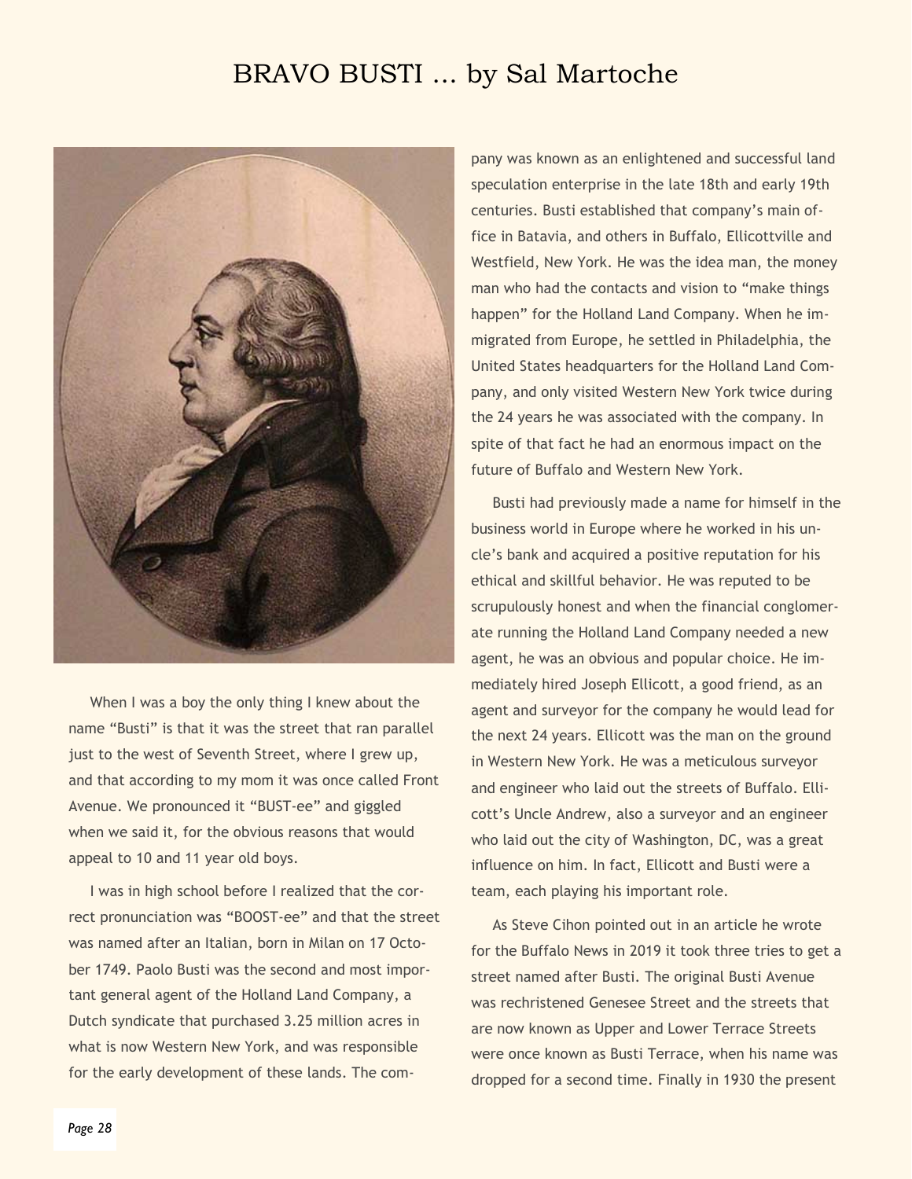# BRAVO BUSTI ... by Sal Martoche

When I was a boy the only thing I knew about the name "Busti" is that it was the street that ran parallel just to the west of Seventh Street, where I grew up, and that according to my mom it was once called Front Avenue. We pronounced it "BUST-ee" and giggled when we said it, for the obvious reasons that would appeal to 10 and 11 year old boys.

I was in high school before I realized that the correct pronunciation was "BOOST-ee" and that the street was named after an Italian, born in Milan on 17 October 1749. Paolo Busti was the second and most important general agent of the Holland Land Company, a Dutch syndicate that purchased 3.25 million acres in what is now Western New York, and was responsible for the early development of these lands. The company was known as an enlightened and successful land speculation enterprise in the late 18th and early 19th centuries. Busti established that company's main office in Batavia, and others in Buffalo, Ellicottville and Westfield, New York. He was the idea man, the money man who had the contacts and vision to "make things happen" for the Holland Land Company. When he immigrated from Europe, he settled in Philadelphia, the United States headquarters for the Holland Land Company, and only visited Western New York twice during the 24 years he was associated with the company. In spite of that fact he had an enormous impact on the future of Buffalo and Western New York.

Busti had previously made a name for himself in the business world in Europe where he worked in his uncle's bank and acquired a positive reputation for his ethical and skillful behavior. He was reputed to be scrupulously honest and when the financial conglomerate running the Holland Land Company needed a new agent, he was an obvious and popular choice. He immediately hired Joseph Ellicott, a good friend, as an agent and surveyor for the company he would lead for the next 24 years. Ellicott was the man on the ground in Western New York. He was a meticulous surveyor and engineer who laid out the streets of Buffalo. Ellicott's Uncle Andrew, also a surveyor and an engineer who laid out the city of Washington, DC, was a great influence on him. In fact, Ellicott and Busti were a team, each playing his important role.

As Steve Cihon pointed out in an article he wrote for the Buffalo News in 2019 it took three tries to get a street named after Busti. The original Busti Avenue was rechristened Genesee Street and the streets that are now known as Upper and Lower Terrace Streets were once known as Busti Terrace, when his name was dropped for a second time. Finally in 1930 the present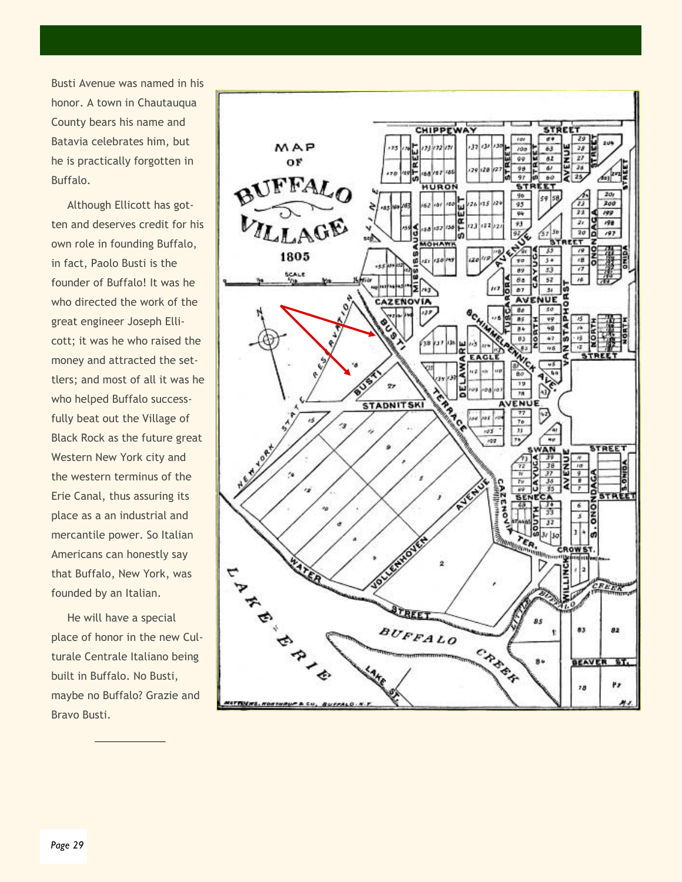Busti Avenue was named in his honor. A town in Chautauqua County bears his name and Batavia celebrates him, but he is practically forgotten in Buffalo.

Although Ellicott has gotten and deserves credit for his own role in founding Buffalo, in fact, Paolo Busti is the founder of Buffalo! It was he who directed the work of the great engineer Joseph Ellicott; it was he who raised the money and attracted the settlers; and most of all it was he who helped Buffalo successfully beat out the Village of Black Rock as the future great Western New York city and the western terminus of the Erie Canal, thus assuring its place as a an industrial and mercantile power. So Italian Americans can honestly say that Buffalo, New York, was founded by an Italian.

He will have a special place of honor in the new Culturale Centrale Italiano being built in Buffalo. No Busti, maybe no Buffalo? Grazie and Bravo Busti.

---